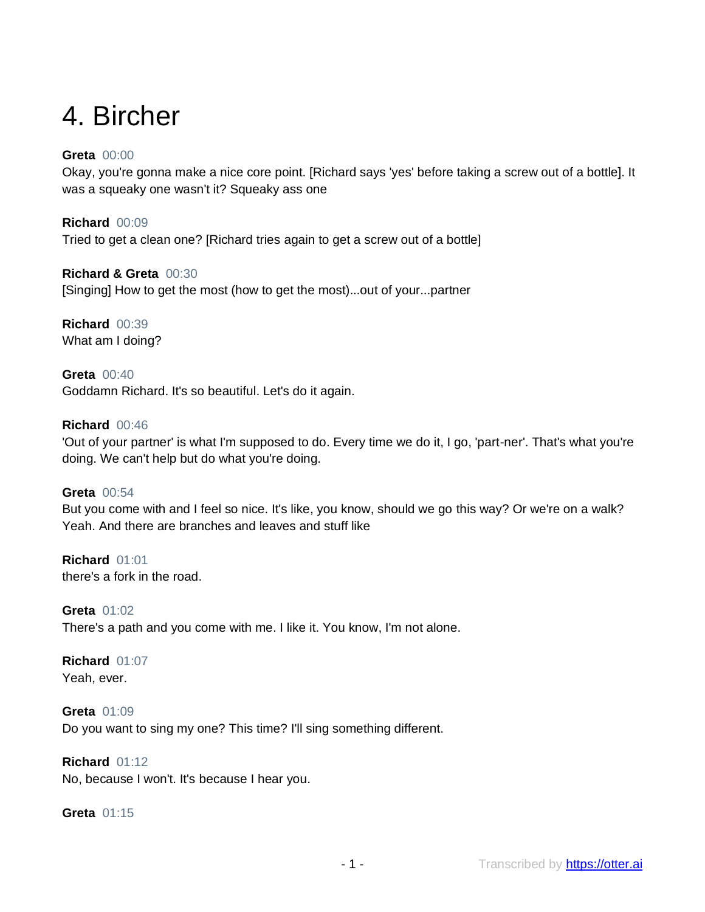# 4. Bircher

**Greta** 00:00
Okay, you're gonna make a nice core point. [Richard says 'yes' before taking a screw out of a bottle]. It was a squeaky one wasn't it? Squeaky ass one

**Richard** 00:09
Tried to get a clean one? [Richard tries again to get a screw out of a bottle]

**Richard & Greta** 00:30
[Singing] How to get the most (how to get the most)...out of your...partner

**Richard** 00:39
What am I doing?

**Greta** 00:40
Goddamn Richard. It's so beautiful. Let's do it again.

**Richard** 00:46
'Out of your partner' is what I'm supposed to do. Every time we do it, I go, 'part-ner'. That's what you're doing. We can't help but do what you're doing.

**Greta** 00:54
But you come with and I feel so nice. It's like, you know, should we go this way? Or we're on a walk? Yeah. And there are branches and leaves and stuff like

**Richard** 01:01
there's a fork in the road.

**Greta** 01:02
There's a path and you come with me. I like it. You know, I'm not alone.

**Richard** 01:07
Yeah, ever.

**Greta** 01:09
Do you want to sing my one? This time? I'll sing something different.

**Richard** 01:12
No, because I won't. It's because I hear you.

**Greta** 01:15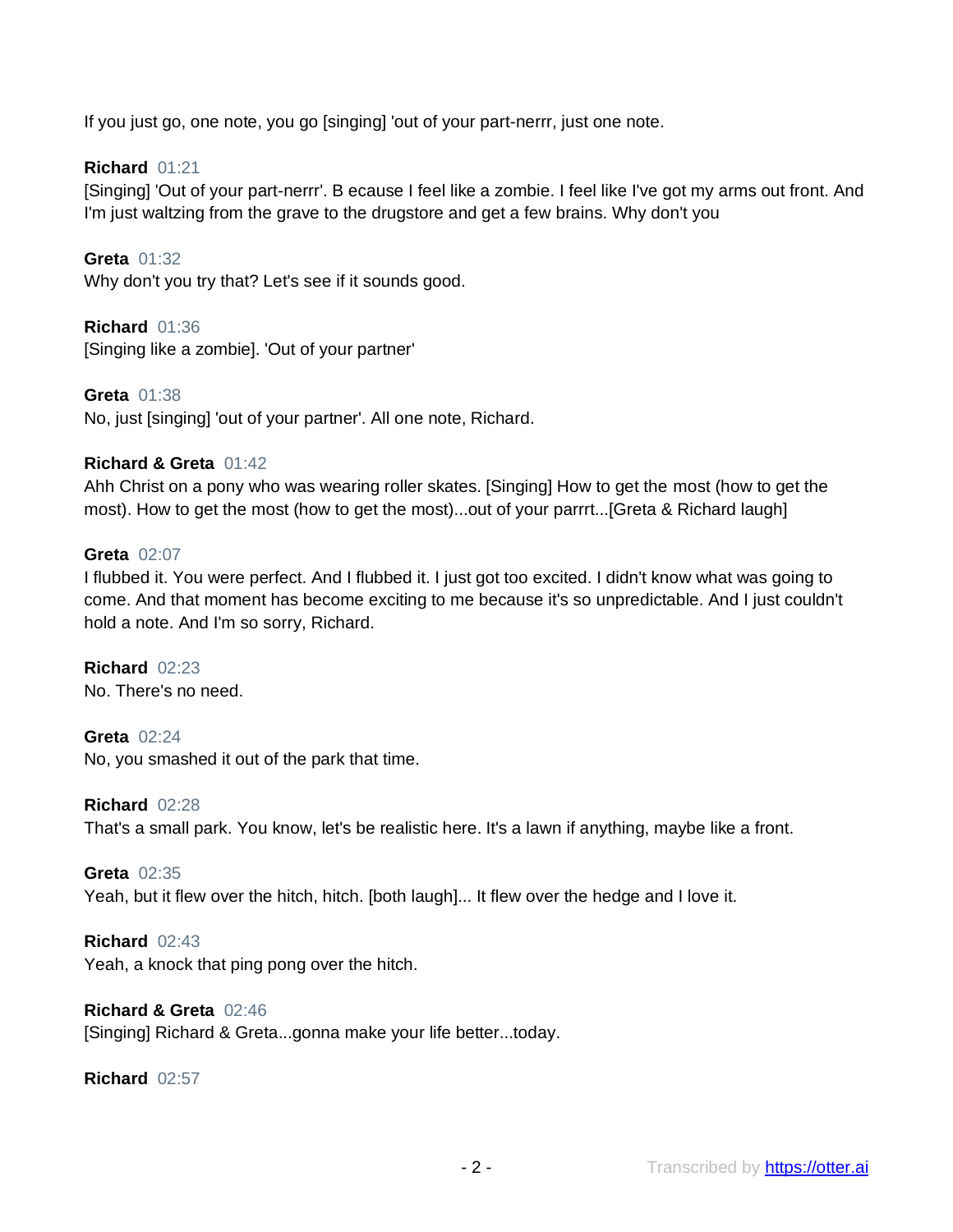If you just go, one note, you go [singing] 'out of your part-nerrr, just one note.

**Richard** 01:21
[Singing] 'Out of your part-nerrr'. B ecause I feel like a zombie. I feel like I've got my arms out front. And I'm just waltzing from the grave to the drugstore and get a few brains. Why don't you

**Greta** 01:32
Why don't you try that? Let's see if it sounds good.

**Richard** 01:36
[Singing like a zombie]. 'Out of your partner'

**Greta** 01:38
No, just [singing] 'out of your partner'. All one note, Richard.

**Richard & Greta** 01:42
Ahh Christ on a pony who was wearing roller skates. [Singing] How to get the most (how to get the most). How to get the most (how to get the most)...out of your parrrt...[Greta & Richard laugh]

**Greta** 02:07
I flubbed it. You were perfect. And I flubbed it. I just got too excited. I didn't know what was going to come. And that moment has become exciting to me because it's so unpredictable. And I just couldn't hold a note. And I'm so sorry, Richard.

**Richard** 02:23
No. There's no need.

**Greta** 02:24
No, you smashed it out of the park that time.

**Richard** 02:28
That's a small park. You know, let's be realistic here. It's a lawn if anything, maybe like a front.

**Greta** 02:35
Yeah, but it flew over the hitch, hitch. [both laugh]... It flew over the hedge and I love it.

**Richard** 02:43
Yeah, a knock that ping pong over the hitch.

**Richard & Greta** 02:46
[Singing] Richard & Greta...gonna make your life better...today.

**Richard** 02:57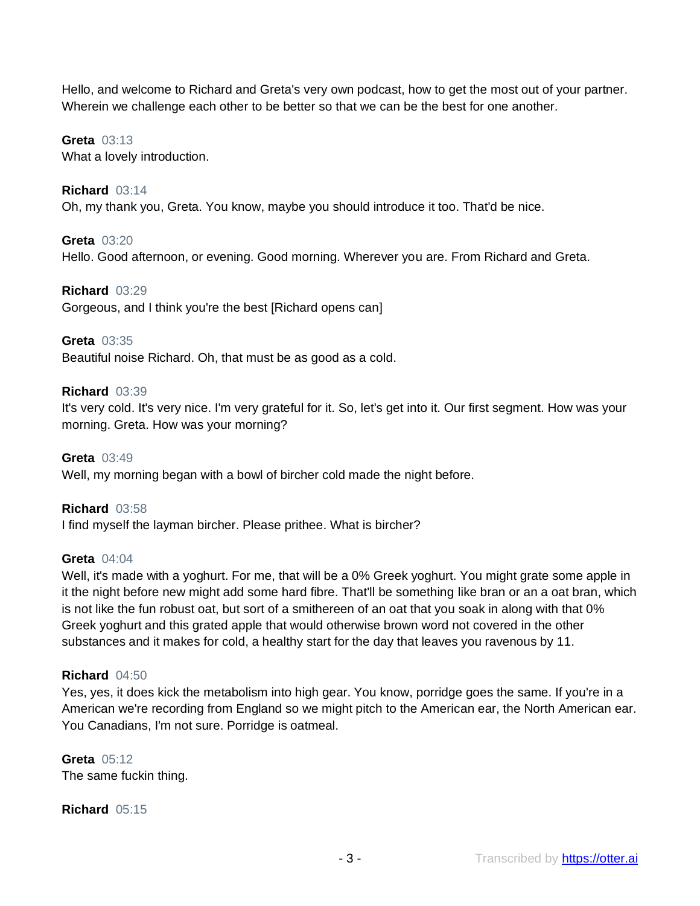Hello, and welcome to Richard and Greta's very own podcast, how to get the most out of your partner. Wherein we challenge each other to be better so that we can be the best for one another.

**Greta** 03:13
What a lovely introduction.

**Richard** 03:14
Oh, my thank you, Greta. You know, maybe you should introduce it too. That'd be nice.

**Greta** 03:20
Hello. Good afternoon, or evening. Good morning. Wherever you are. From Richard and Greta.

**Richard** 03:29
Gorgeous, and I think you're the best [Richard opens can]

**Greta** 03:35
Beautiful noise Richard. Oh, that must be as good as a cold.

**Richard** 03:39
It's very cold. It's very nice. I'm very grateful for it. So, let's get into it. Our first segment. How was your morning. Greta. How was your morning?

**Greta** 03:49
Well, my morning began with a bowl of bircher cold made the night before.

**Richard** 03:58
I find myself the layman bircher. Please prithee. What is bircher?

**Greta** 04:04
Well, it's made with a yoghurt. For me, that will be a 0% Greek yoghurt. You might grate some apple in it the night before new might add some hard fibre. That'll be something like bran or an a oat bran, which is not like the fun robust oat, but sort of a smithereen of an oat that you soak in along with that 0% Greek yoghurt and this grated apple that would otherwise brown word not covered in the other substances and it makes for cold, a healthy start for the day that leaves you ravenous by 11.

**Richard** 04:50
Yes, yes, it does kick the metabolism into high gear. You know, porridge goes the same. If you're in a American we're recording from England so we might pitch to the American ear, the North American ear. You Canadians, I'm not sure. Porridge is oatmeal.

**Greta** 05:12
The same fuckin thing.

**Richard** 05:15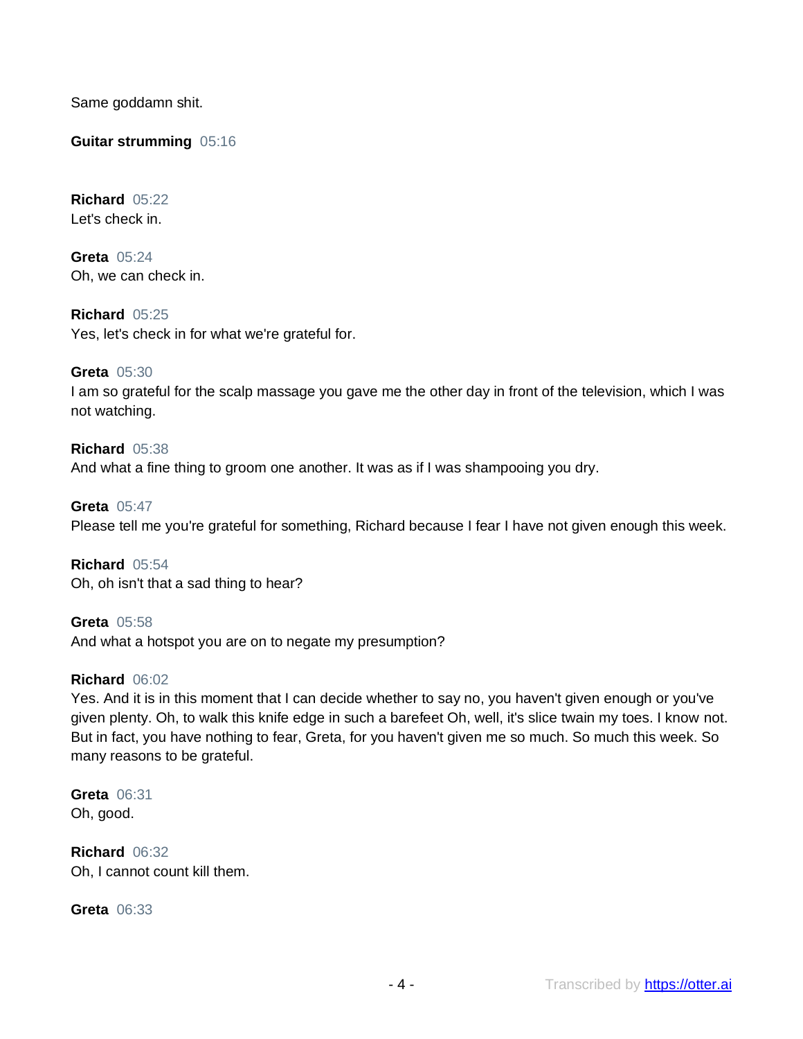Same goddamn shit.

**Guitar strumming** 05:16

**Richard** 05:22
Let's check in.

**Greta** 05:24
Oh, we can check in.

**Richard** 05:25
Yes, let's check in for what we're grateful for.

**Greta** 05:30
I am so grateful for the scalp massage you gave me the other day in front of the television, which I was not watching.

**Richard** 05:38
And what a fine thing to groom one another. It was as if I was shampooing you dry.

**Greta** 05:47
Please tell me you're grateful for something, Richard because I fear I have not given enough this week.

**Richard** 05:54
Oh, oh isn't that a sad thing to hear?

**Greta** 05:58
And what a hotspot you are on to negate my presumption?

**Richard** 06:02
Yes. And it is in this moment that I can decide whether to say no, you haven't given enough or you've given plenty. Oh, to walk this knife edge in such a barefeet Oh, well, it's slice twain my toes. I know not. But in fact, you have nothing to fear, Greta, for you haven't given me so much. So much this week. So many reasons to be grateful.

**Greta** 06:31
Oh, good.

**Richard** 06:32
Oh, I cannot count kill them.

**Greta** 06:33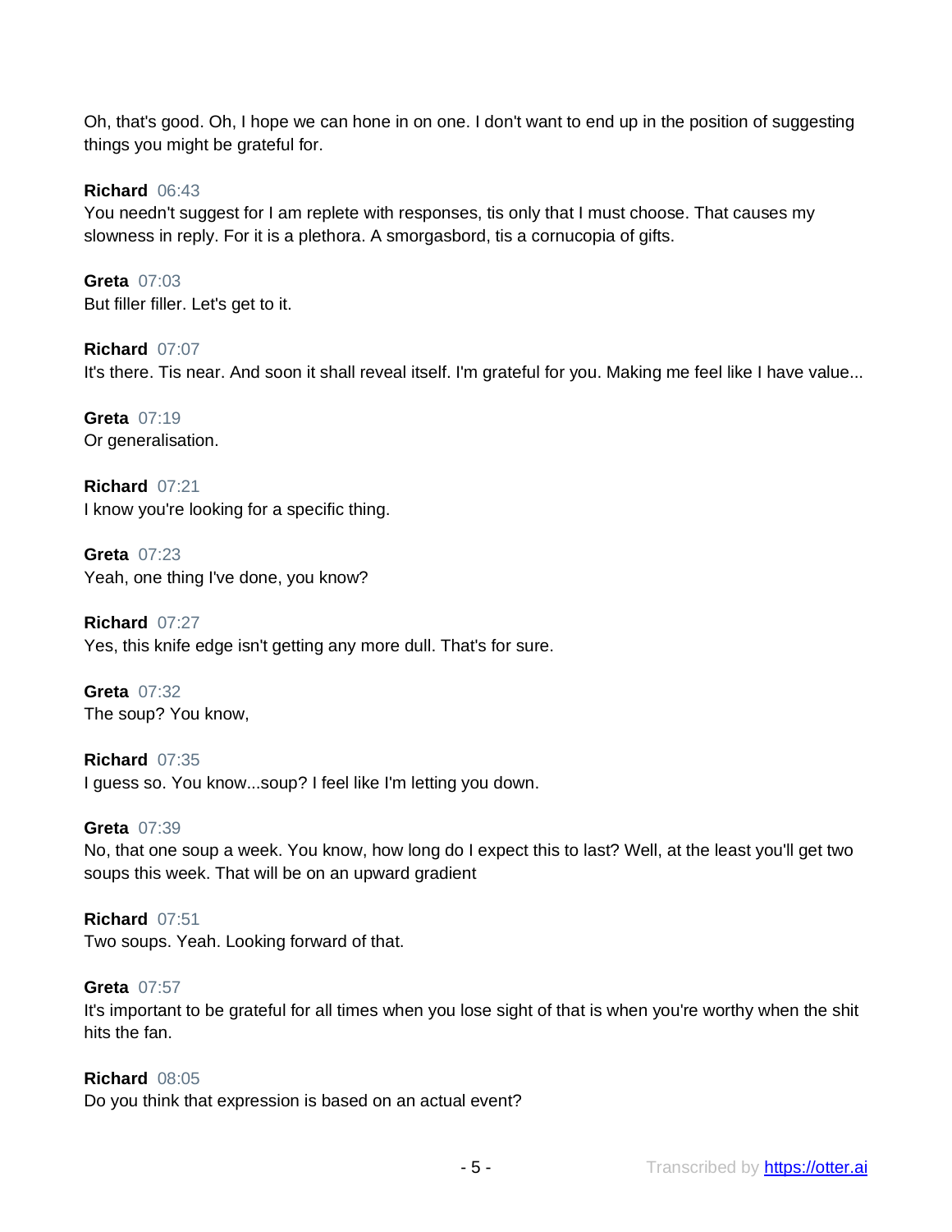Oh, that's good. Oh, I hope we can hone in on one. I don't want to end up in the position of suggesting things you might be grateful for.

**Richard** 06:43
You needn't suggest for I am replete with responses, tis only that I must choose. That causes my slowness in reply. For it is a plethora. A smorgasbord, tis a cornucopia of gifts.

**Greta** 07:03
But filler filler. Let's get to it.

**Richard** 07:07
It's there. Tis near. And soon it shall reveal itself. I'm grateful for you. Making me feel like I have value...

**Greta** 07:19
Or generalisation.

**Richard** 07:21
I know you're looking for a specific thing.

**Greta** 07:23
Yeah, one thing I've done, you know?

**Richard** 07:27
Yes, this knife edge isn't getting any more dull. That's for sure.

**Greta** 07:32
The soup? You know,

**Richard** 07:35
I guess so. You know...soup? I feel like I'm letting you down.

**Greta** 07:39
No, that one soup a week. You know, how long do I expect this to last? Well, at the least you'll get two soups this week. That will be on an upward gradient

**Richard** 07:51
Two soups. Yeah. Looking forward of that.

**Greta** 07:57
It's important to be grateful for all times when you lose sight of that is when you're worthy when the shit hits the fan.

**Richard** 08:05
Do you think that expression is based on an actual event?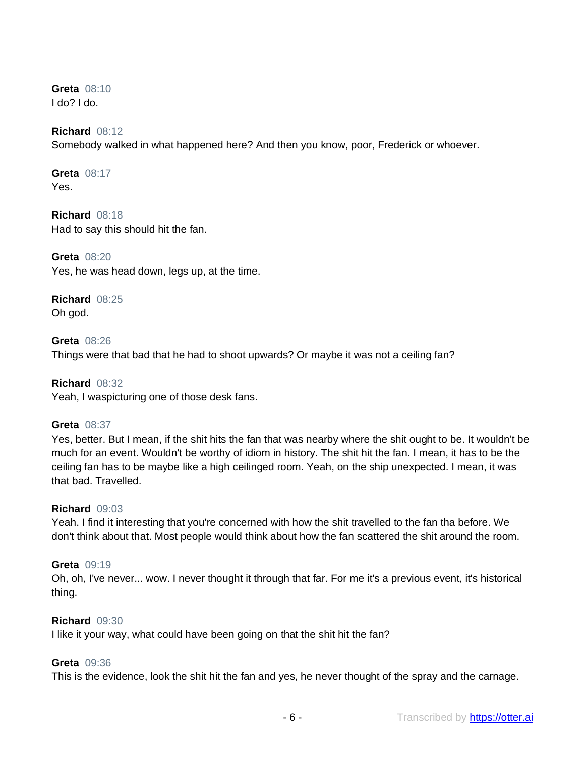**Greta** 08:10
I do? I do.

**Richard** 08:12
Somebody walked in what happened here? And then you know, poor, Frederick or whoever.

**Greta** 08:17
Yes.

**Richard** 08:18
Had to say this should hit the fan.

**Greta** 08:20
Yes, he was head down, legs up, at the time.

**Richard** 08:25
Oh god.

**Greta** 08:26
Things were that bad that he had to shoot upwards? Or maybe it was not a ceiling fan?

**Richard** 08:32
Yeah, I waspicturing one of those desk fans.

**Greta** 08:37
Yes, better. But I mean, if the shit hits the fan that was nearby where the shit ought to be. It wouldn't be much for an event. Wouldn't be worthy of idiom in history. The shit hit the fan. I mean, it has to be the ceiling fan has to be maybe like a high ceilinged room. Yeah, on the ship unexpected. I mean, it was that bad. Travelled.

**Richard** 09:03
Yeah. I find it interesting that you're concerned with how the shit travelled to the fan tha before. We don't think about that. Most people would think about how the fan scattered the shit around the room.

**Greta** 09:19
Oh, oh, I've never... wow. I never thought it through that far. For me it's a previous event, it's historical thing.

**Richard** 09:30
I like it your way, what could have been going on that the shit hit the fan?

**Greta** 09:36
This is the evidence, look the shit hit the fan and yes, he never thought of the spray and the carnage.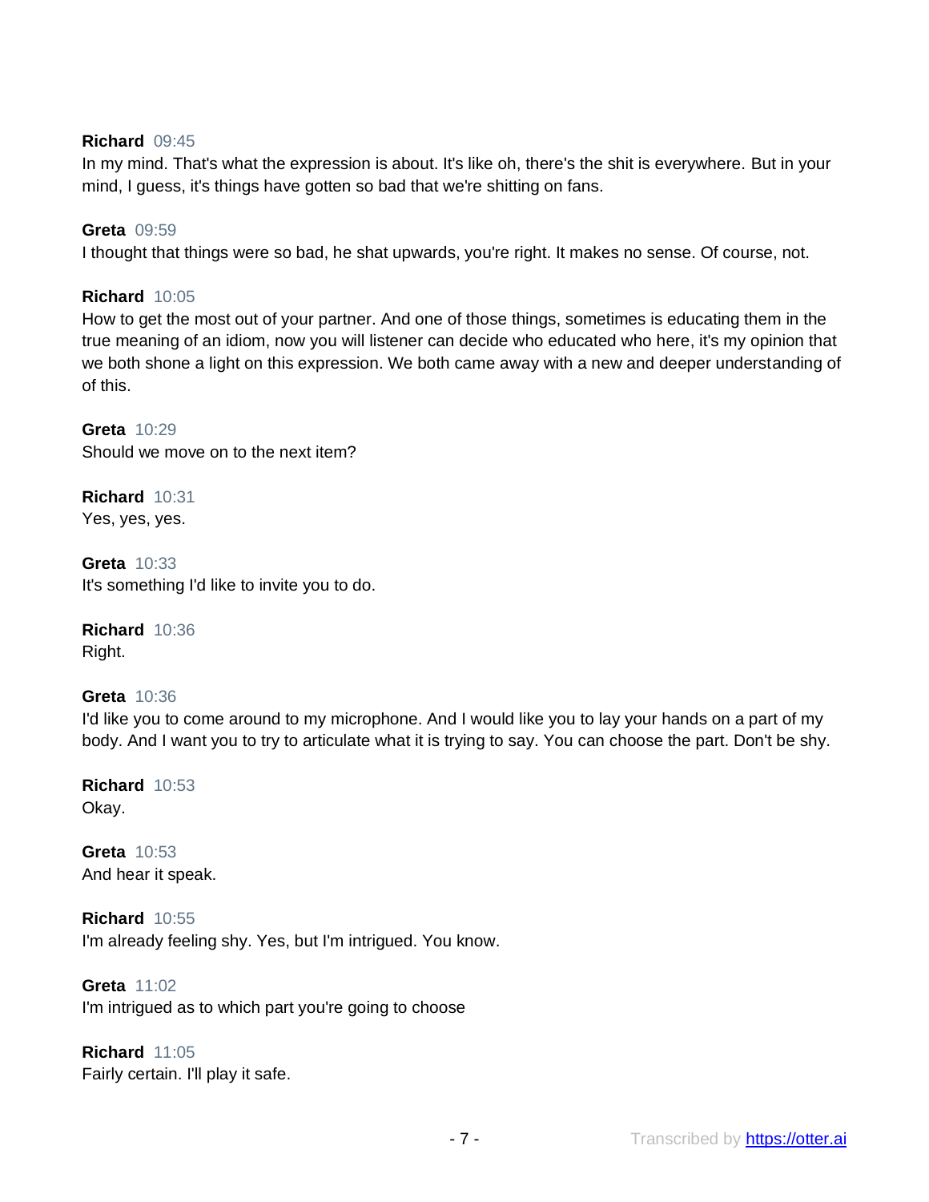**Richard** 09:45
In my mind. That's what the expression is about. It's like oh, there's the shit is everywhere. But in your mind, I guess, it's things have gotten so bad that we're shitting on fans.

**Greta** 09:59
I thought that things were so bad, he shat upwards, you're right. It makes no sense. Of course, not.

**Richard** 10:05
How to get the most out of your partner. And one of those things, sometimes is educating them in the true meaning of an idiom, now you will listener can decide who educated who here, it's my opinion that we both shone a light on this expression. We both came away with a new and deeper understanding of of this.

**Greta** 10:29
Should we move on to the next item?

**Richard** 10:31
Yes, yes, yes.

**Greta** 10:33
It's something I'd like to invite you to do.

**Richard** 10:36
Right.

**Greta** 10:36
I'd like you to come around to my microphone. And I would like you to lay your hands on a part of my body. And I want you to try to articulate what it is trying to say. You can choose the part. Don't be shy.

**Richard** 10:53
Okay.

**Greta** 10:53
And hear it speak.

**Richard** 10:55
I'm already feeling shy. Yes, but I'm intrigued. You know.

**Greta** 11:02
I'm intrigued as to which part you're going to choose

**Richard** 11:05
Fairly certain. I'll play it safe.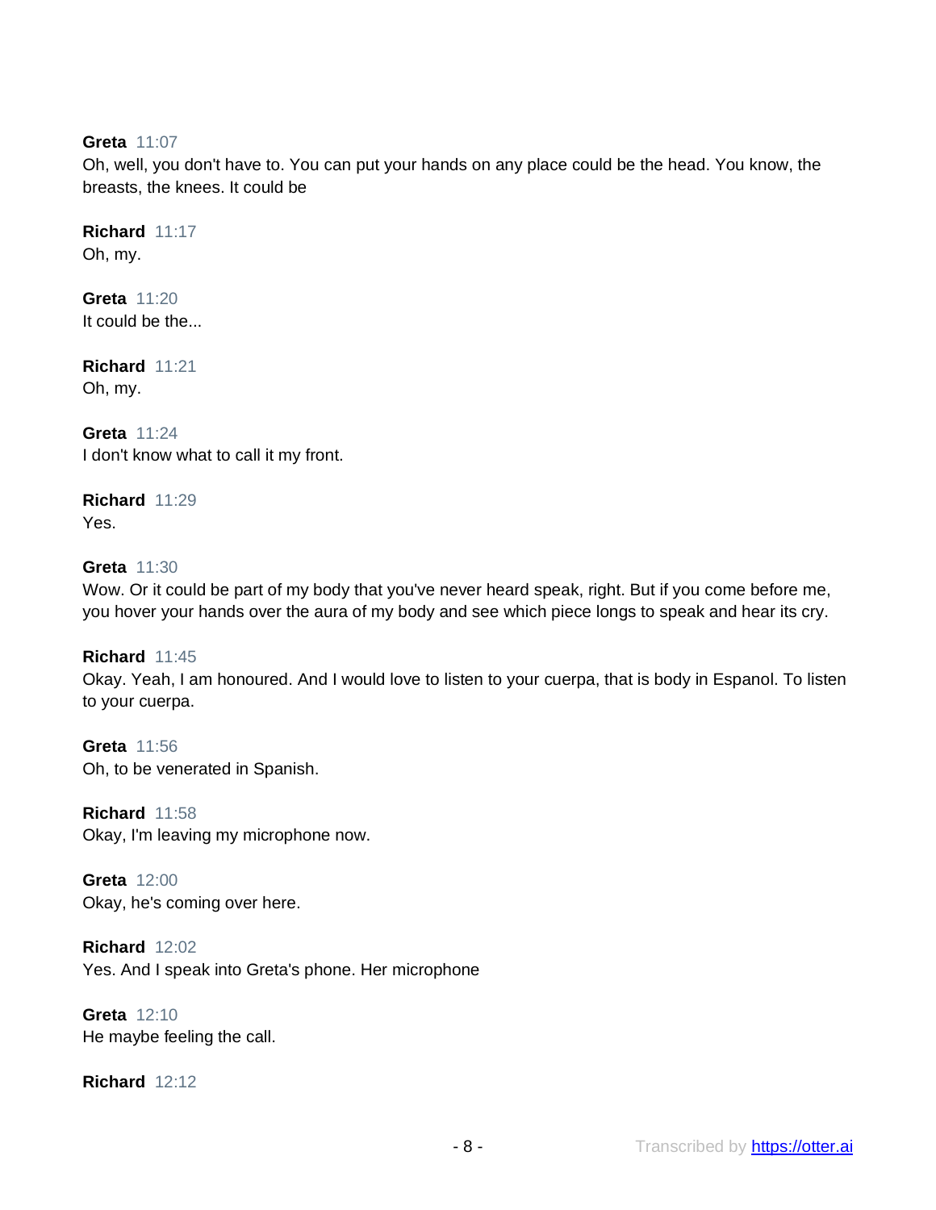**Greta** 11:07
Oh, well, you don't have to. You can put your hands on any place could be the head. You know, the breasts, the knees. It could be

**Richard** 11:17
Oh, my.

**Greta** 11:20
It could be the...

**Richard** 11:21
Oh, my.

**Greta** 11:24
I don't know what to call it my front.

**Richard** 11:29
Yes.

**Greta** 11:30
Wow. Or it could be part of my body that you've never heard speak, right. But if you come before me, you hover your hands over the aura of my body and see which piece longs to speak and hear its cry.

**Richard** 11:45
Okay. Yeah, I am honoured. And I would love to listen to your cuerpa, that is body in Espanol. To listen to your cuerpa.

**Greta** 11:56
Oh, to be venerated in Spanish.

**Richard** 11:58
Okay, I'm leaving my microphone now.

**Greta** 12:00
Okay, he's coming over here.

**Richard** 12:02
Yes. And I speak into Greta's phone. Her microphone

**Greta** 12:10
He maybe feeling the call.

**Richard** 12:12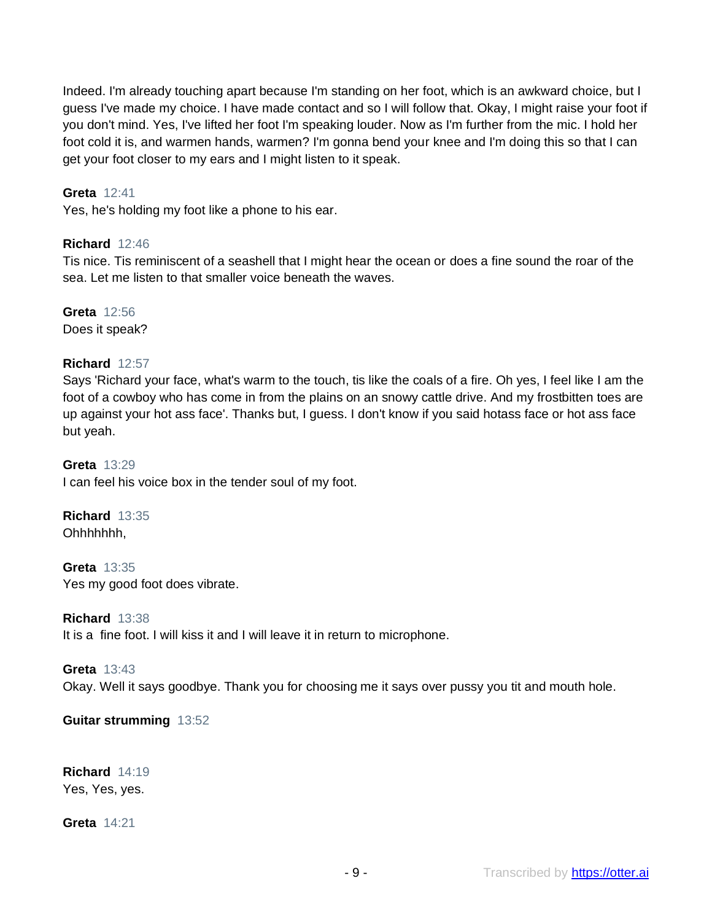Indeed. I'm already touching apart because I'm standing on her foot, which is an awkward choice, but I guess I've made my choice. I have made contact and so I will follow that. Okay, I might raise your foot if you don't mind. Yes, I've lifted her foot I'm speaking louder. Now as I'm further from the mic. I hold her foot cold it is, and warmen hands, warmen? I'm gonna bend your knee and I'm doing this so that I can get your foot closer to my ears and I might listen to it speak.

**Greta** 12:41
Yes, he's holding my foot like a phone to his ear.

**Richard** 12:46
Tis nice. Tis reminiscent of a seashell that I might hear the ocean or does a fine sound the roar of the sea. Let me listen to that smaller voice beneath the waves.

**Greta** 12:56
Does it speak?

**Richard** 12:57
Says 'Richard your face, what's warm to the touch, tis like the coals of a fire. Oh yes, I feel like I am the foot of a cowboy who has come in from the plains on an snowy cattle drive. And my frostbitten toes are up against your hot ass face'. Thanks but, I guess. I don't know if you said hotass face or hot ass face but yeah.

**Greta** 13:29
I can feel his voice box in the tender soul of my foot.

**Richard** 13:35
Ohhhhhhh,

**Greta** 13:35
Yes my good foot does vibrate.

**Richard** 13:38
It is a fine foot. I will kiss it and I will leave it in return to microphone.

**Greta** 13:43
Okay. Well it says goodbye. Thank you for choosing me it says over pussy you tit and mouth hole.

**Guitar strumming** 13:52

**Richard** 14:19
Yes, Yes, yes.

**Greta** 14:21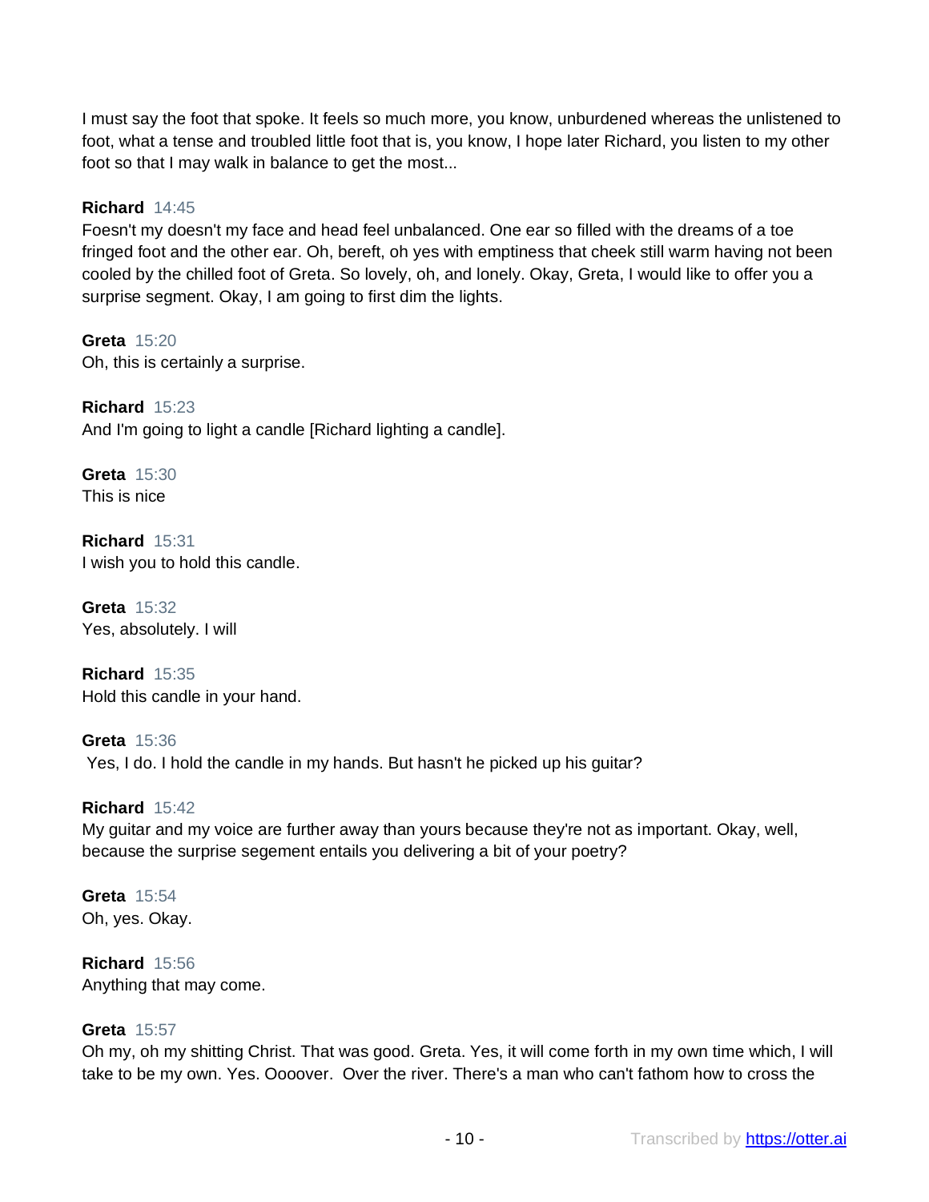I must say the foot that spoke. It feels so much more, you know, unburdened whereas the unlistened to foot, what a tense and troubled little foot that is, you know, I hope later Richard, you listen to my other foot so that I may walk in balance to get the most...

**Richard** 14:45
Foesn't my doesn't my face and head feel unbalanced. One ear so filled with the dreams of a toe fringed foot and the other ear. Oh, bereft, oh yes with emptiness that cheek still warm having not been cooled by the chilled foot of Greta. So lovely, oh, and lonely. Okay, Greta, I would like to offer you a surprise segment. Okay, I am going to first dim the lights.

**Greta** 15:20
Oh, this is certainly a surprise.

**Richard** 15:23
And I'm going to light a candle [Richard lighting a candle].

**Greta** 15:30
This is nice

**Richard** 15:31
I wish you to hold this candle.

**Greta** 15:32
Yes, absolutely. I will

**Richard** 15:35
Hold this candle in your hand.

**Greta** 15:36
Yes, I do. I hold the candle in my hands. But hasn't he picked up his guitar?

**Richard** 15:42
My guitar and my voice are further away than yours because they're not as important. Okay, well, because the surprise segement entails you delivering a bit of your poetry?

**Greta** 15:54
Oh, yes. Okay.

**Richard** 15:56
Anything that may come.

**Greta** 15:57
Oh my, oh my shitting Christ. That was good. Greta. Yes, it will come forth in my own time which, I will take to be my own. Yes. Oooover. Over the river. There's a man who can't fathom how to cross the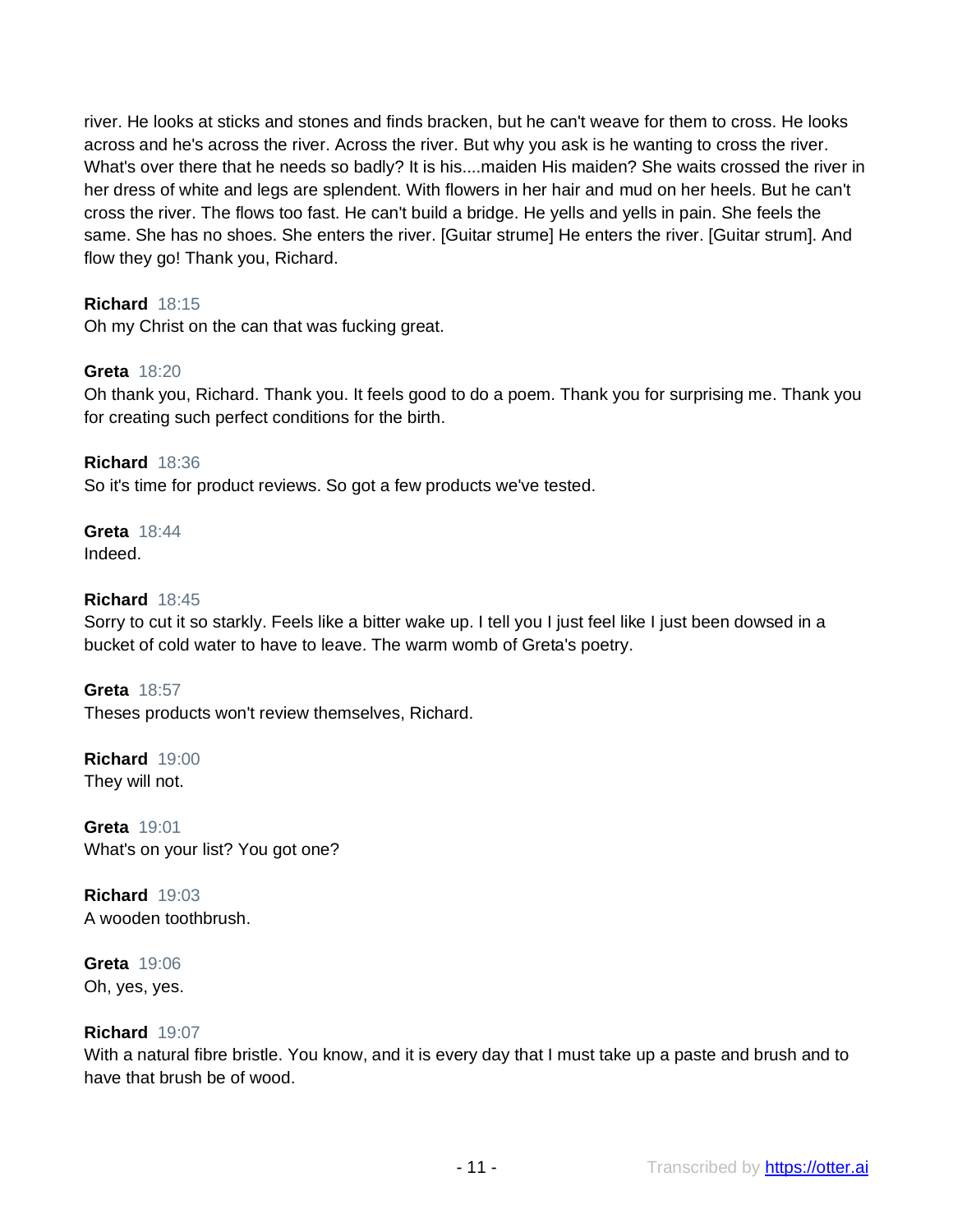river. He looks at sticks and stones and finds bracken, but he can't weave for them to cross. He looks across and he's across the river. Across the river. But why you ask is he wanting to cross the river. What's over there that he needs so badly? It is his....maiden His maiden? She waits crossed the river in her dress of white and legs are splendent. With flowers in her hair and mud on her heels. But he can't cross the river. The flows too fast. He can't build a bridge. He yells and yells in pain. She feels the same. She has no shoes. She enters the river. [Guitar strume] He enters the river. [Guitar strum]. And flow they go! Thank you, Richard.

**Richard** 18:15
Oh my Christ on the can that was fucking great.

**Greta** 18:20
Oh thank you, Richard. Thank you. It feels good to do a poem. Thank you for surprising me. Thank you for creating such perfect conditions for the birth.

**Richard** 18:36
So it's time for product reviews. So got a few products we've tested.

**Greta** 18:44
Indeed.

**Richard** 18:45
Sorry to cut it so starkly. Feels like a bitter wake up. I tell you I just feel like I just been dowsed in a bucket of cold water to have to leave. The warm womb of Greta's poetry.

**Greta** 18:57
Theses products won't review themselves, Richard.

**Richard** 19:00
They will not.

**Greta** 19:01
What's on your list? You got one?

**Richard** 19:03
A wooden toothbrush.

**Greta** 19:06
Oh, yes, yes.

**Richard** 19:07
With a natural fibre bristle. You know, and it is every day that I must take up a paste and brush and to have that brush be of wood.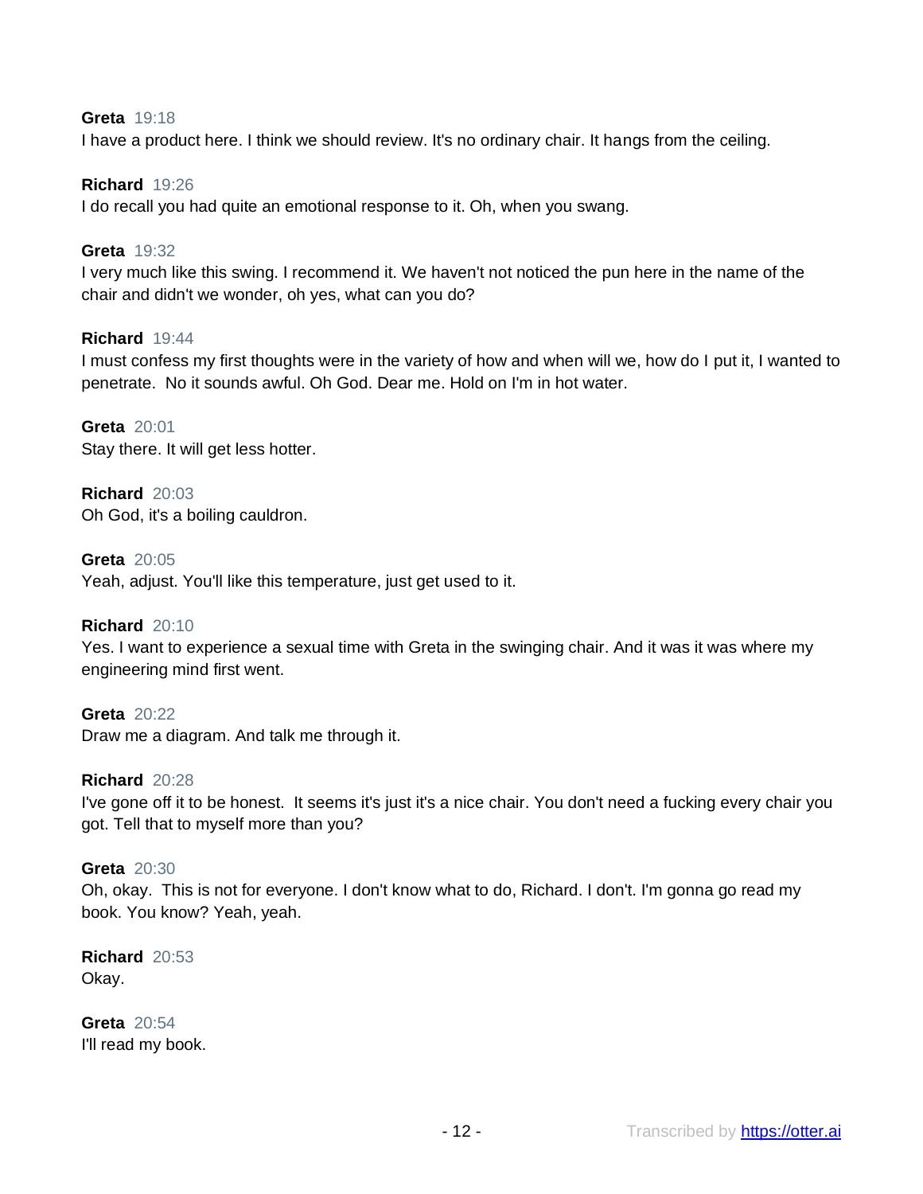**Greta** 19:18
I have a product here. I think we should review. It's no ordinary chair. It hangs from the ceiling.

**Richard** 19:26
I do recall you had quite an emotional response to it. Oh, when you swang.

**Greta** 19:32
I very much like this swing. I recommend it. We haven't not noticed the pun here in the name of the chair and didn't we wonder, oh yes, what can you do?

**Richard** 19:44
I must confess my first thoughts were in the variety of how and when will we, how do I put it, I wanted to penetrate.  No it sounds awful. Oh God. Dear me. Hold on I'm in hot water.

**Greta** 20:01
Stay there. It will get less hotter.

**Richard** 20:03
Oh God, it's a boiling cauldron.

**Greta** 20:05
Yeah, adjust. You'll like this temperature, just get used to it.

**Richard** 20:10
Yes. I want to experience a sexual time with Greta in the swinging chair. And it was it was where my engineering mind first went.

**Greta** 20:22
Draw me a diagram. And talk me through it.

**Richard** 20:28
I've gone off it to be honest.  It seems it's just it's a nice chair. You don't need a fucking every chair you got. Tell that to myself more than you?

**Greta** 20:30
Oh, okay.  This is not for everyone. I don't know what to do, Richard. I don't. I'm gonna go read my book. You know? Yeah, yeah.

**Richard** 20:53
Okay.

**Greta** 20:54
I'll read my book.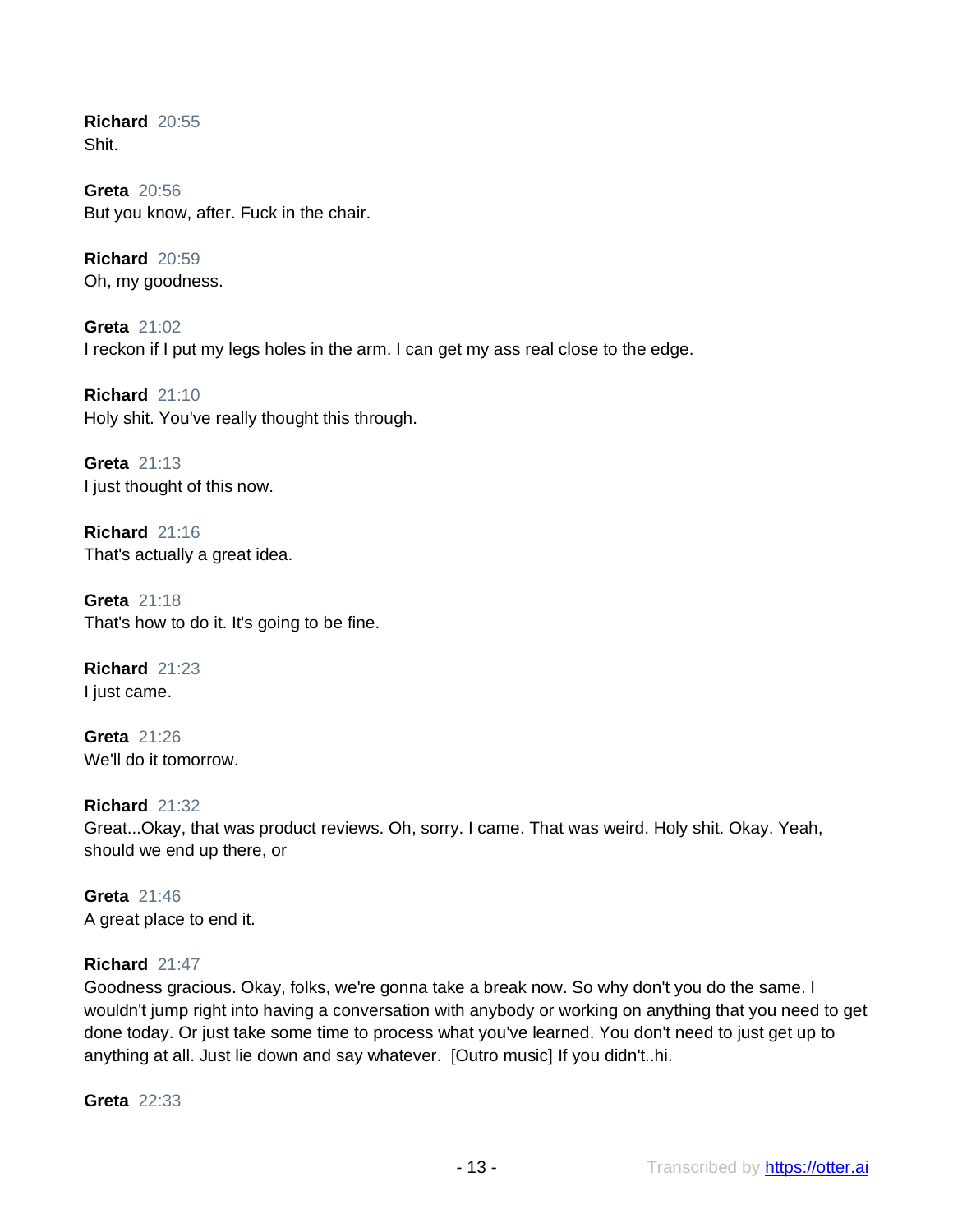**Richard** 20:55
Shit.

**Greta** 20:56
But you know, after. Fuck in the chair.

**Richard** 20:59
Oh, my goodness.

**Greta** 21:02
I reckon if I put my legs holes in the arm. I can get my ass real close to the edge.

**Richard** 21:10
Holy shit. You've really thought this through.

**Greta** 21:13
I just thought of this now.

**Richard** 21:16
That's actually a great idea.

**Greta** 21:18
That's how to do it. It's going to be fine.

**Richard** 21:23
I just came.

**Greta** 21:26
We'll do it tomorrow.

**Richard** 21:32
Great...Okay, that was product reviews. Oh, sorry. I came. That was weird. Holy shit. Okay. Yeah, should we end up there, or

**Greta** 21:46
A great place to end it.

**Richard** 21:47
Goodness gracious. Okay, folks, we're gonna take a break now. So why don't you do the same. I wouldn't jump right into having a conversation with anybody or working on anything that you need to get done today. Or just take some time to process what you've learned. You don't need to just get up to anything at all. Just lie down and say whatever. [Outro music] If you didn't..hi.

**Greta** 22:33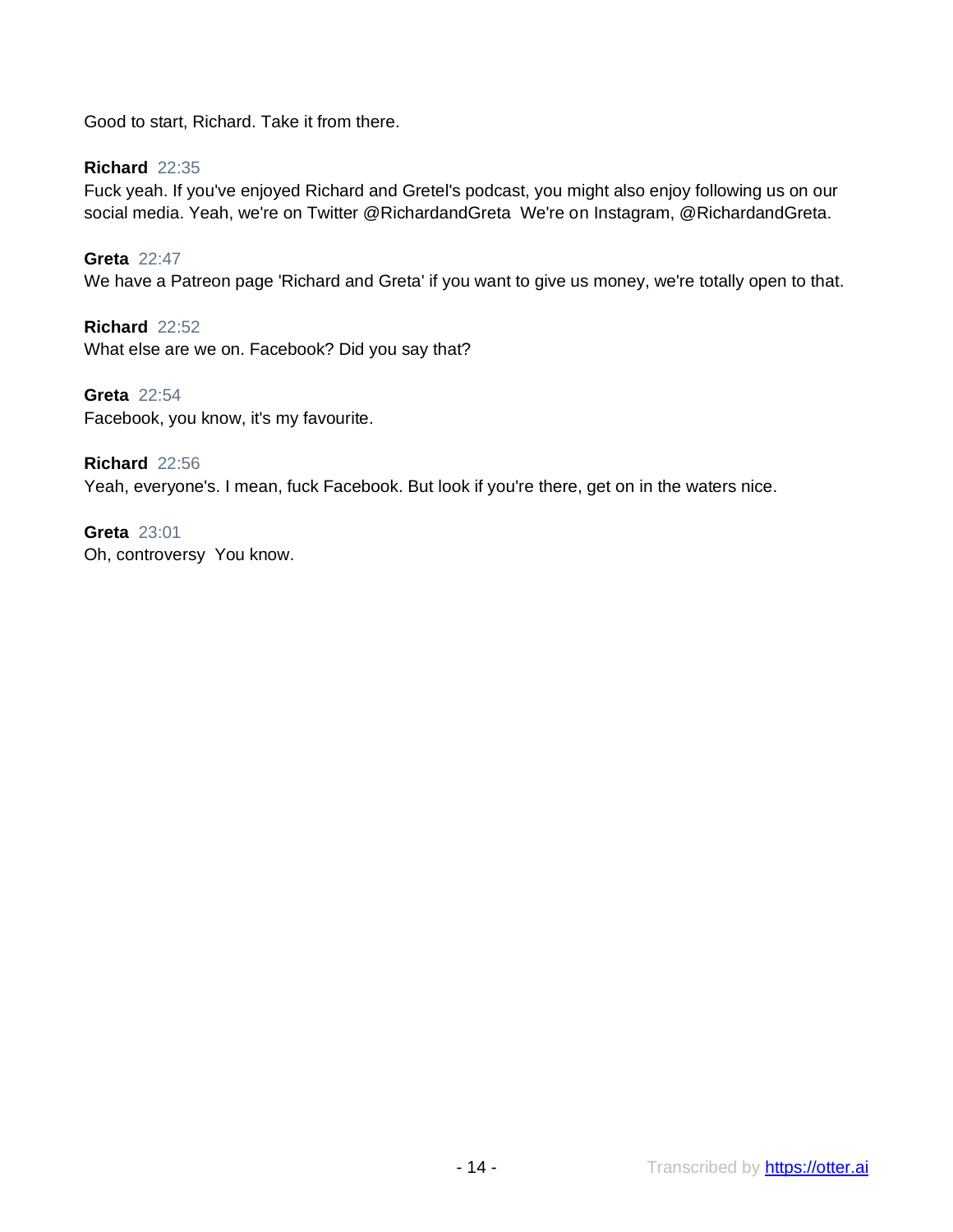Good to start, Richard. Take it from there.

**Richard** 22:35
Fuck yeah. If you've enjoyed Richard and Gretel's podcast, you might also enjoy following us on our social media. Yeah, we're on Twitter @RichardandGreta We're on Instagram, @RichardandGreta.

**Greta** 22:47
We have a Patreon page 'Richard and Greta' if you want to give us money, we're totally open to that.

**Richard** 22:52
What else are we on. Facebook? Did you say that?

**Greta** 22:54
Facebook, you know, it's my favourite.

**Richard** 22:56
Yeah, everyone's. I mean, fuck Facebook. But look if you're there, get on in the waters nice.

**Greta** 23:01
Oh, controversy You know.